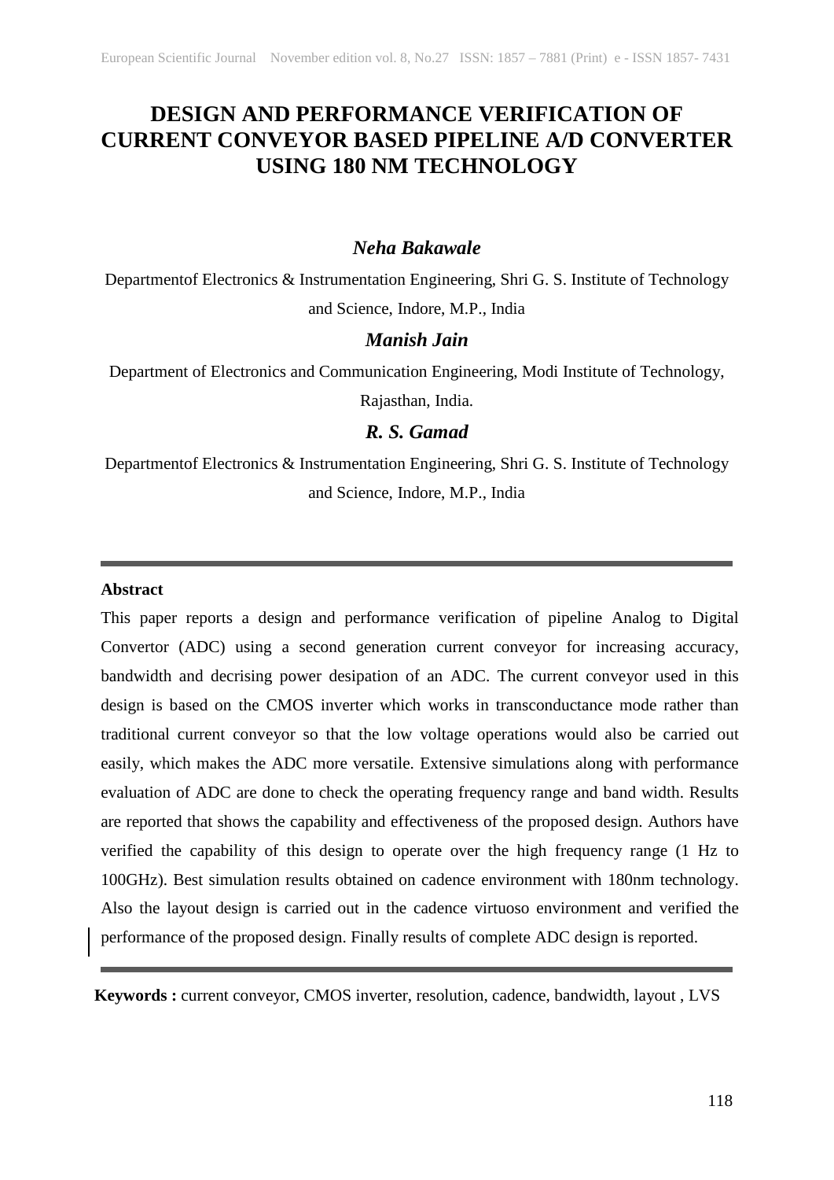# DESIGN AND PERFORMANCE VERIFICATION OF CURRENT CONVEYOR BASED PIPELINE A/D CONVERTER USING 180 NM TECHNOLOGY

***Neha Bakawale***

Departmentof Electronics & Instrumentation Engineering, Shri G. S. Institute of Technology and Science, Indore, M.P., India

***Manish Jain***

Department of Electronics and Communication Engineering, Modi Institute of Technology, Rajasthan, India.

***R. S. Gamad***

Departmentof Electronics & Instrumentation Engineering, Shri G. S. Institute of Technology and Science, Indore, M.P., India

---

**Abstract**

This paper reports a design and performance verification of pipeline Analog to Digital Convertor (ADC) using a second generation current conveyor for increasing accuracy, bandwidth and decrising power desipation of an ADC. The current conveyor used in this design is based on the CMOS inverter which works in transconductance mode rather than traditional current conveyor so that the low voltage operations would also be carried out easily, which makes the ADC more versatile. Extensive simulations along with performance evaluation of ADC are done to check the operating frequency range and band width. Results are reported that shows the capability and effectiveness of the proposed design. Authors have verified the capability of this design to operate over the high frequency range (1 Hz to 100GHz). Best simulation results obtained on cadence environment with 180nm technology. Also the layout design is carried out in the cadence virtuoso environment and verified the performance of the proposed design. Finally results of complete ADC design is reported.

---

**Keywords :** current conveyor, CMOS inverter, resolution, cadence, bandwidth, layout , LVS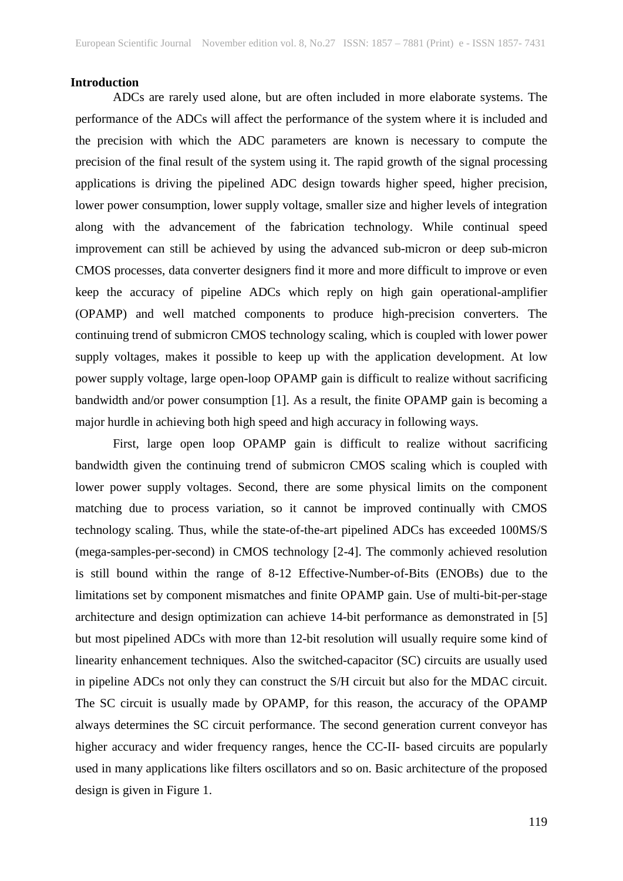## Introduction

ADCs are rarely used alone, but are often included in more elaborate systems. The performance of the ADCs will affect the performance of the system where it is included and the precision with which the ADC parameters are known is necessary to compute the precision of the final result of the system using it. The rapid growth of the signal processing applications is driving the pipelined ADC design towards higher speed, higher precision, lower power consumption, lower supply voltage, smaller size and higher levels of integration along with the advancement of the fabrication technology. While continual speed improvement can still be achieved by using the advanced sub-micron or deep sub-micron CMOS processes, data converter designers find it more and more difficult to improve or even keep the accuracy of pipeline ADCs which reply on high gain operational-amplifier (OPAMP) and well matched components to produce high-precision converters. The continuing trend of submicron CMOS technology scaling, which is coupled with lower power supply voltages, makes it possible to keep up with the application development. At low power supply voltage, large open-loop OPAMP gain is difficult to realize without sacrificing bandwidth and/or power consumption [1]. As a result, the finite OPAMP gain is becoming a major hurdle in achieving both high speed and high accuracy in following ways.

First, large open loop OPAMP gain is difficult to realize without sacrificing bandwidth given the continuing trend of submicron CMOS scaling which is coupled with lower power supply voltages. Second, there are some physical limits on the component matching due to process variation, so it cannot be improved continually with CMOS technology scaling. Thus, while the state-of-the-art pipelined ADCs has exceeded 100MS/S (mega-samples-per-second) in CMOS technology [2-4]. The commonly achieved resolution is still bound within the range of 8-12 Effective-Number-of-Bits (ENOBs) due to the limitations set by component mismatches and finite OPAMP gain. Use of multi-bit-per-stage architecture and design optimization can achieve 14-bit performance as demonstrated in [5] but most pipelined ADCs with more than 12-bit resolution will usually require some kind of linearity enhancement techniques. Also the switched-capacitor (SC) circuits are usually used in pipeline ADCs not only they can construct the S/H circuit but also for the MDAC circuit. The SC circuit is usually made by OPAMP, for this reason, the accuracy of the OPAMP always determines the SC circuit performance. The second generation current conveyor has higher accuracy and wider frequency ranges, hence the CC-II- based circuits are popularly used in many applications like filters oscillators and so on. Basic architecture of the proposed design is given in Figure 1.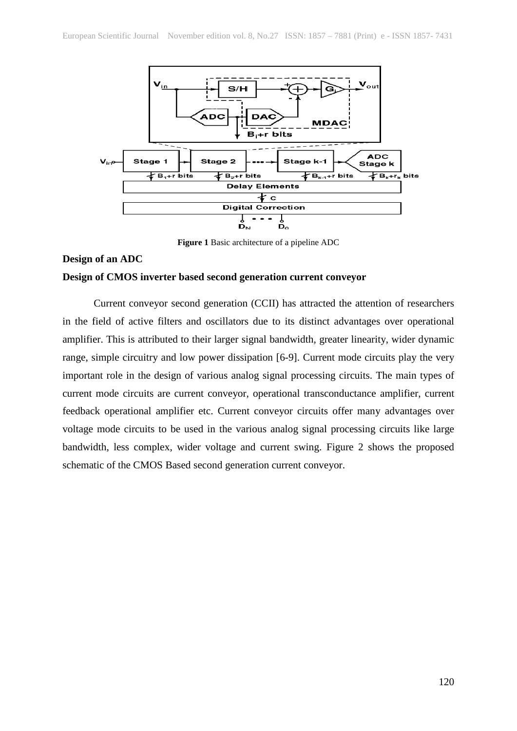**Figure 1** Basic architecture of a pipeline ADC

**Design of an ADC**

**Design of CMOS inverter based second generation current conveyor**

Current conveyor second generation (CCII) has attracted the attention of researchers in the field of active filters and oscillators due to its distinct advantages over operational amplifier. This is attributed to their larger signal bandwidth, greater linearity, wider dynamic range, simple circuitry and low power dissipation [6-9]. Current mode circuits play the very important role in the design of various analog signal processing circuits. The main types of current mode circuits are current conveyor, operational transconductance amplifier, current feedback operational amplifier etc. Current conveyor circuits offer many advantages over voltage mode circuits to be used in the various analog signal processing circuits like large bandwidth, less complex, wider voltage and current swing. Figure 2 shows the proposed schematic of the CMOS Based second generation current conveyor.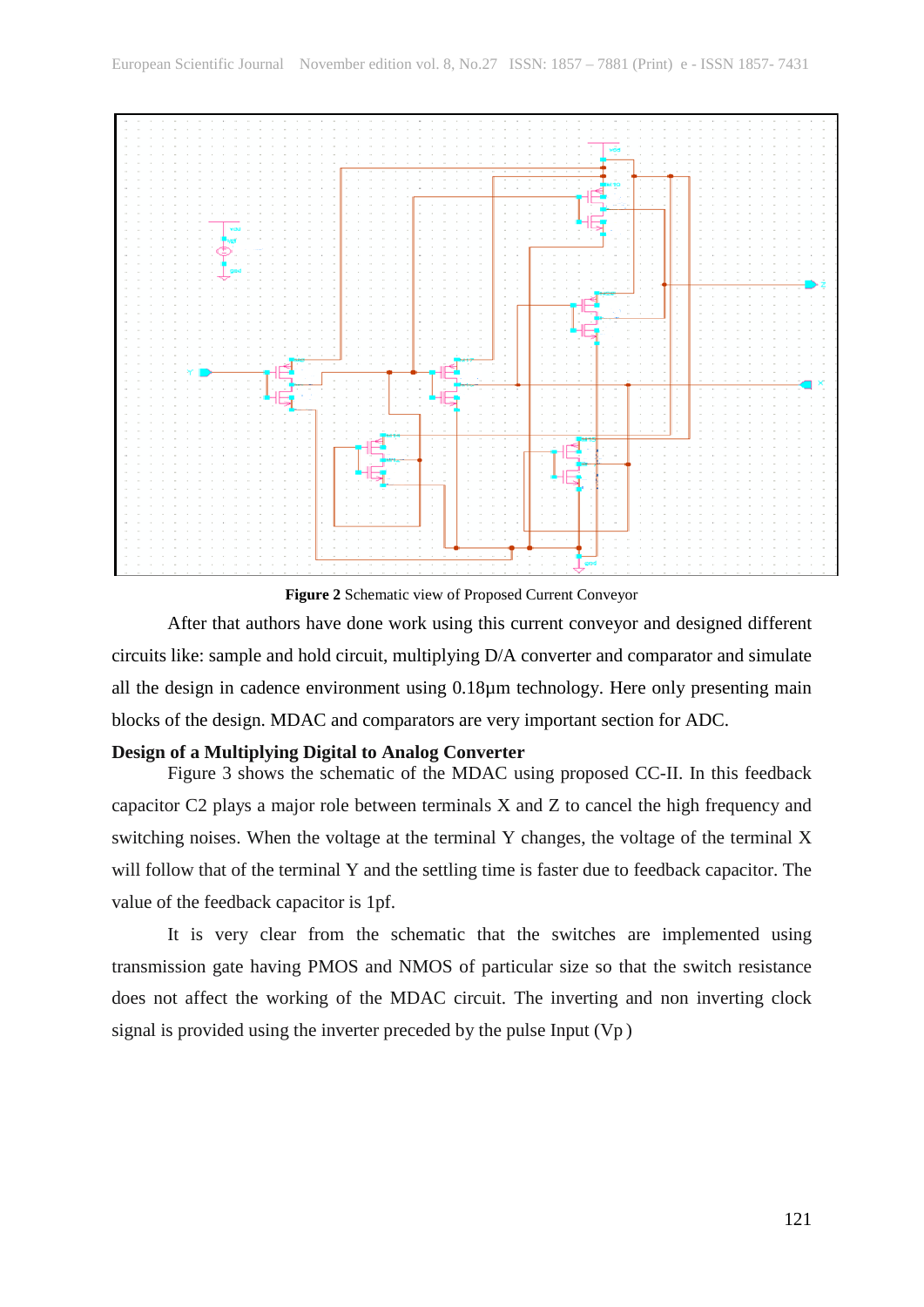**Figure 2** Schematic view of Proposed Current Conveyor

After that authors have done work using this current conveyor and designed different circuits like: sample and hold circuit, multiplying D/A converter and comparator and simulate all the design in cadence environment using 0.18μm technology. Here only presenting main blocks of the design. MDAC and comparators are very important section for ADC.

**Design of a Multiplying Digital to Analog Converter**

Figure 3 shows the schematic of the MDAC using proposed CC-II. In this feedback capacitor C2 plays a major role between terminals X and Z to cancel the high frequency and switching noises. When the voltage at the terminal Y changes, the voltage of the terminal X will follow that of the terminal Y and the settling time is faster due to feedback capacitor. The value of the feedback capacitor is 1pf.

It is very clear from the schematic that the switches are implemented using transmission gate having PMOS and NMOS of particular size so that the switch resistance does not affect the working of the MDAC circuit. The inverting and non inverting clock signal is provided using the inverter preceded by the pulse Input (Vp )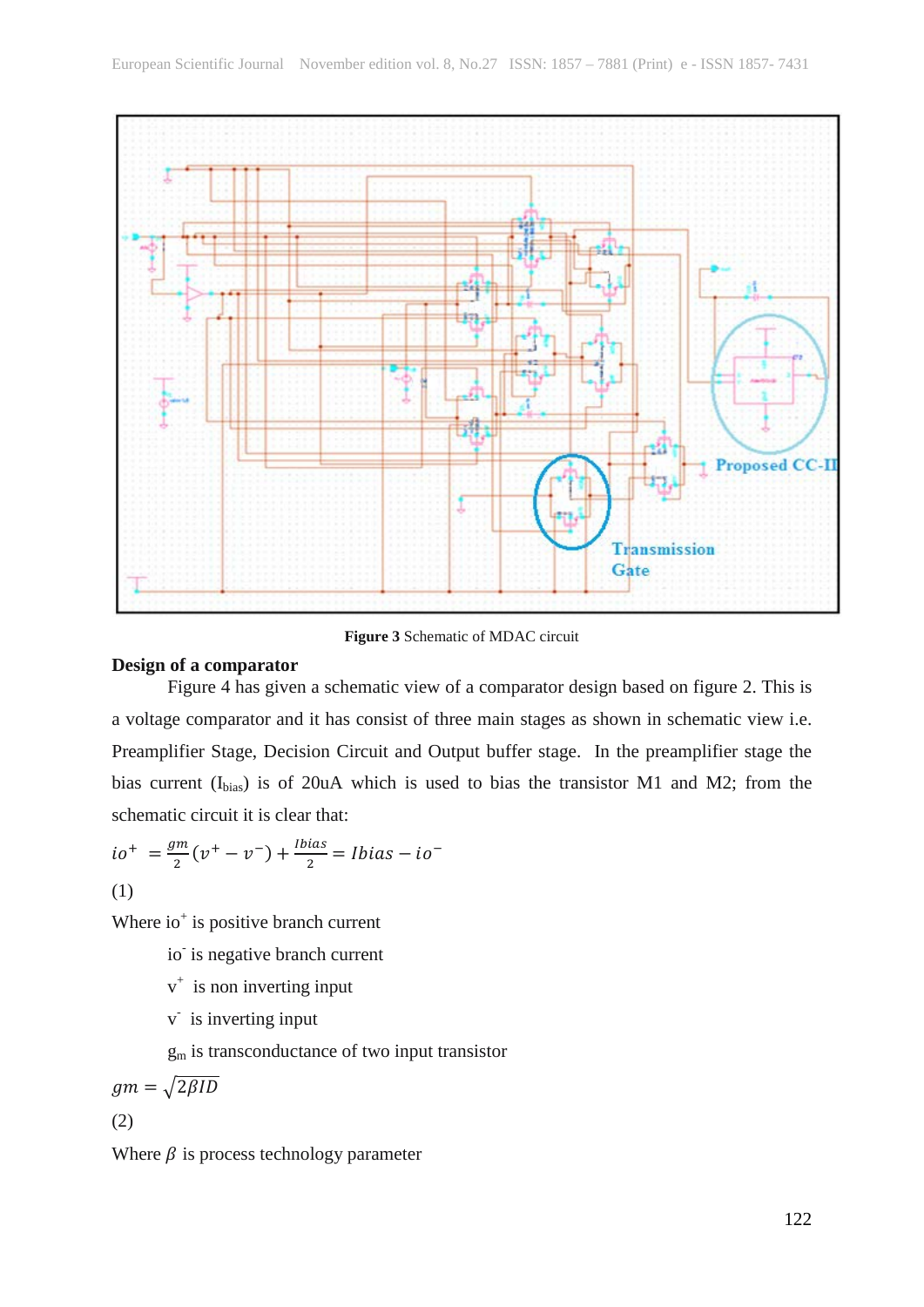**Figure 3** Schematic of MDAC circuit

**Design of a comparator**

Figure 4 has given a schematic view of a comparator design based on figure 2. This is a voltage comparator and it has consist of three main stages as shown in schematic view i.e. Preamplifier Stage, Decision Circuit and Output buffer stage. In the preamplifier stage the bias current ($I_{bias}$) is of 20uA which is used to bias the transistor M1 and M2; from the schematic circuit it is clear that:

$$io^{+} = \frac{gm}{2}(v^{+} - v^{-}) + \frac{Ibias}{2} = Ibias - io^{-}$$

(1)

Where $io^{+}$ is positive branch current

$io^{-}$ is negative branch current

$v^{+}$ is non inverting input

$v^{-}$ is inverting input

$g_m$ is transconductance of two input transistor

$$gm = \sqrt{2\beta ID}$$

(2)

Where $\beta$ is process technology parameter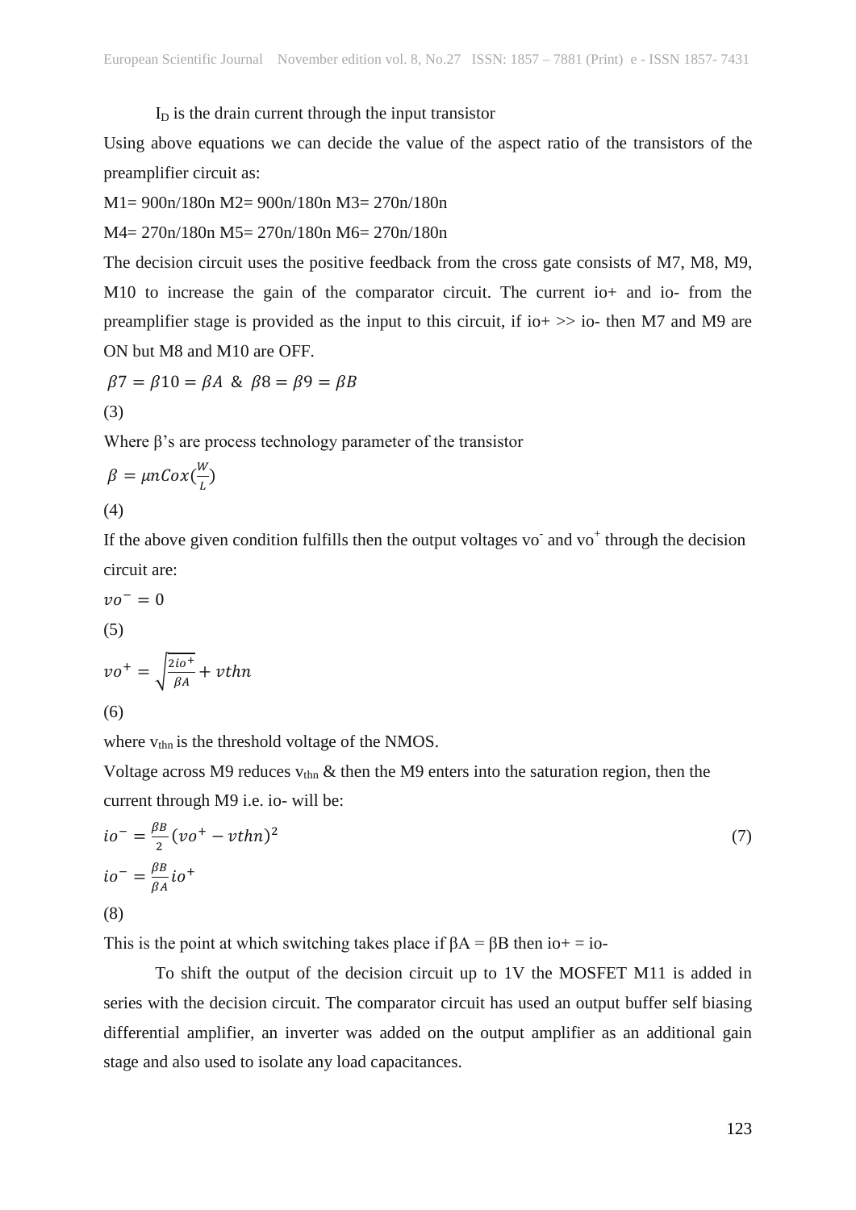$I_D$ is the drain current through the input transistor

Using above equations we can decide the value of the aspect ratio of the transistors of the preamplifier circuit as:

M1= 900n/180n M2= 900n/180n M3= 270n/180n

M4= 270n/180n M5= 270n/180n M6= 270n/180n

The decision circuit uses the positive feedback from the cross gate consists of M7, M8, M9, M10 to increase the gain of the comparator circuit. The current io+ and io- from the preamplifier stage is provided as the input to this circuit, if io+ >> io- then M7 and M9 are ON but M8 and M10 are OFF.

$$\beta 7 = \beta 10 = \beta A \ \& \ \beta 8 = \beta 9 = \beta B$$

(3)

Where β's are process technology parameter of the transistor

$$\beta = \mu n Cox(\frac{W}{L})$$

(4)

If the above given condition fulfills then the output voltages $vo^-$ and $vo^+$ through the decision circuit are:

$$vo^- = 0$$

(5)

$$vo^+ = \sqrt{\frac{2io^+}{\beta A}} + vthn$$

(6)

where $v_{thn}$ is the threshold voltage of the NMOS.

Voltage across M9 reduces $v_{thn}$ & then the M9 enters into the saturation region, then the current through M9 i.e. io- will be:

$$io^- = \frac{\beta B}{2}(vo^+ - vthn)^2 \quad (7)$$

$$io^- = \frac{\beta B}{\beta A} io^+$$

(8)

This is the point at which switching takes place if βA = βB then io+ = io-

To shift the output of the decision circuit up to 1V the MOSFET M11 is added in series with the decision circuit. The comparator circuit has used an output buffer self biasing differential amplifier, an inverter was added on the output amplifier as an additional gain stage and also used to isolate any load capacitances.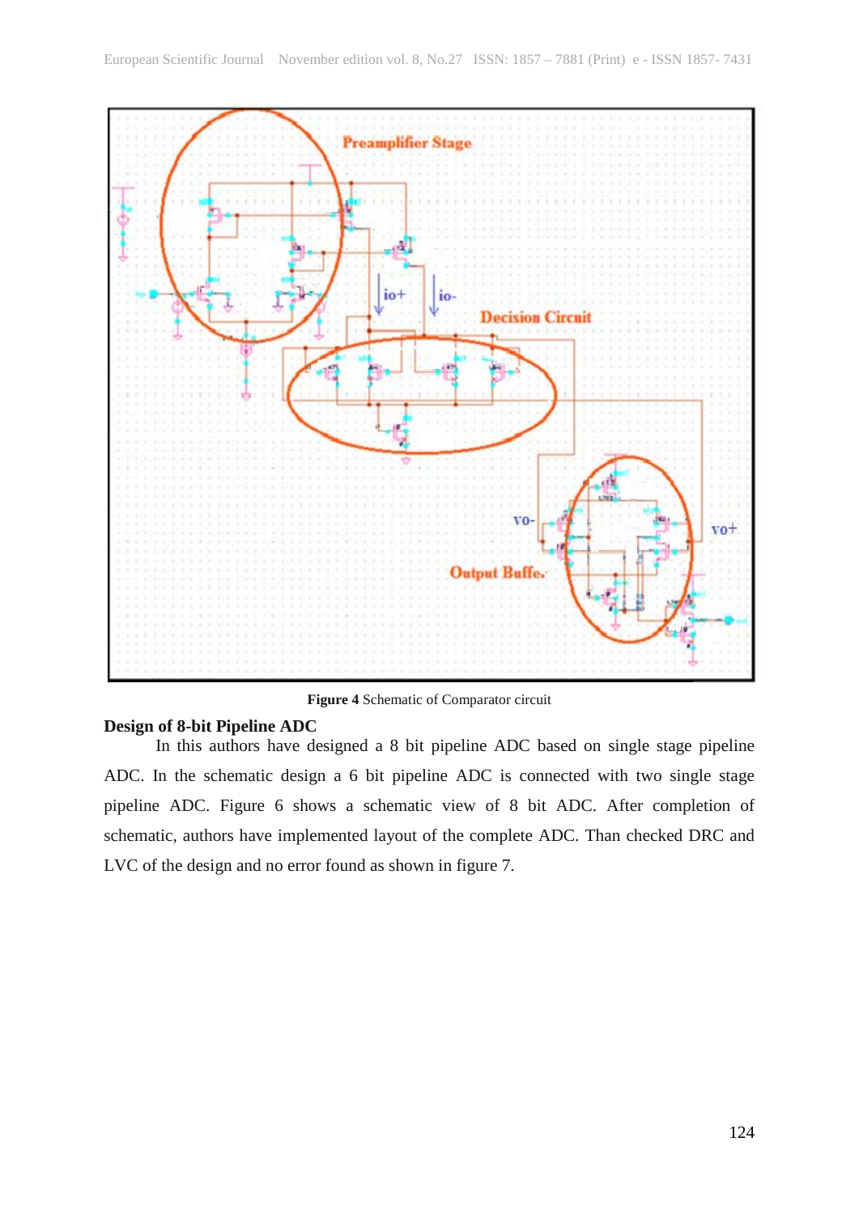**Figure 4** Schematic of Comparator circuit

**Design of 8-bit Pipeline ADC**

In this authors have designed a 8 bit pipeline ADC based on single stage pipeline ADC. In the schematic design a 6 bit pipeline ADC is connected with two single stage pipeline ADC. Figure 6 shows a schematic view of 8 bit ADC. After completion of schematic, authors have implemented layout of the complete ADC. Than checked DRC and LVC of the design and no error found as shown in figure 7.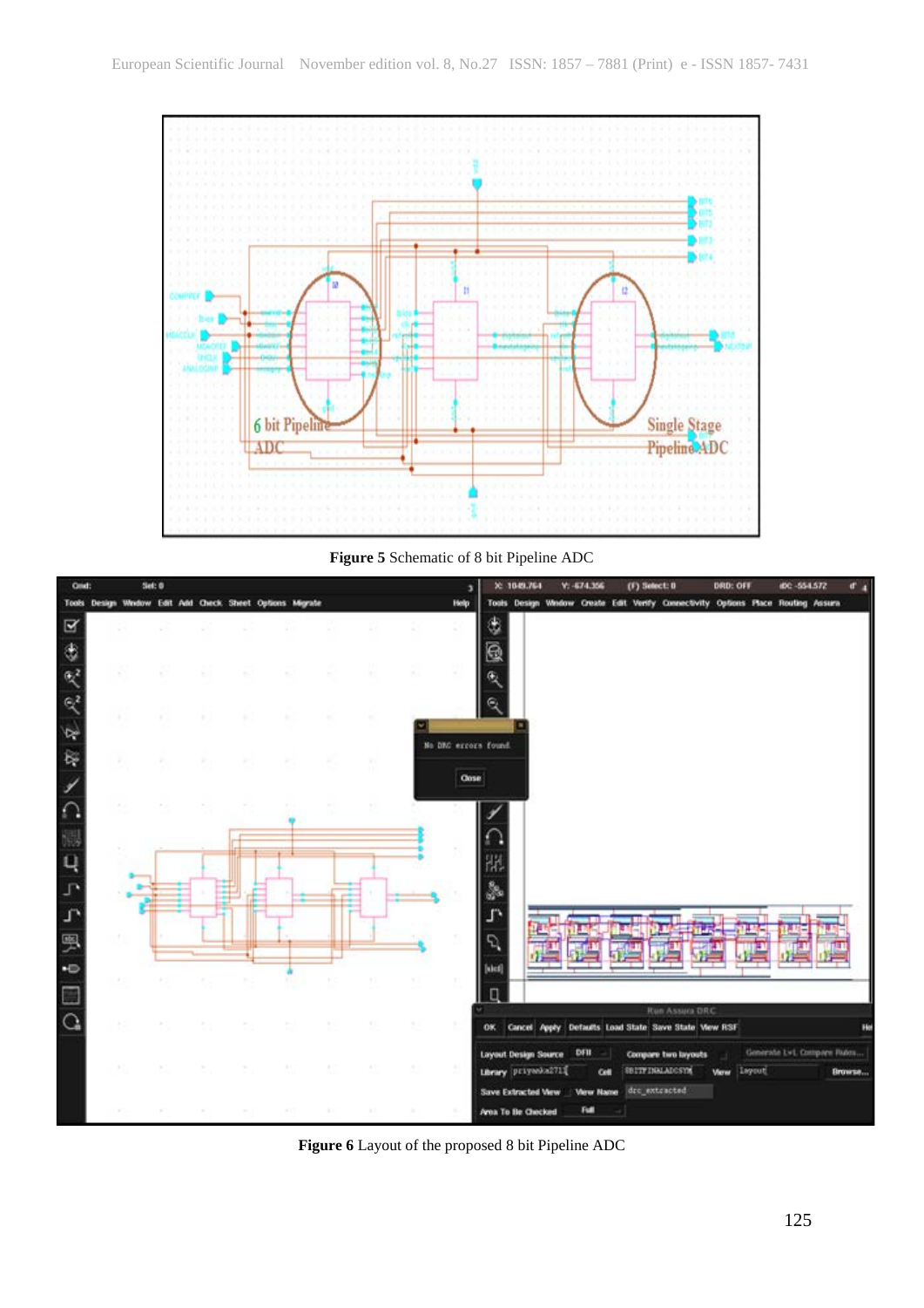Figure 5 Schematic of 8 bit Pipeline ADC

Figure 6 Layout of the proposed 8 bit Pipeline ADC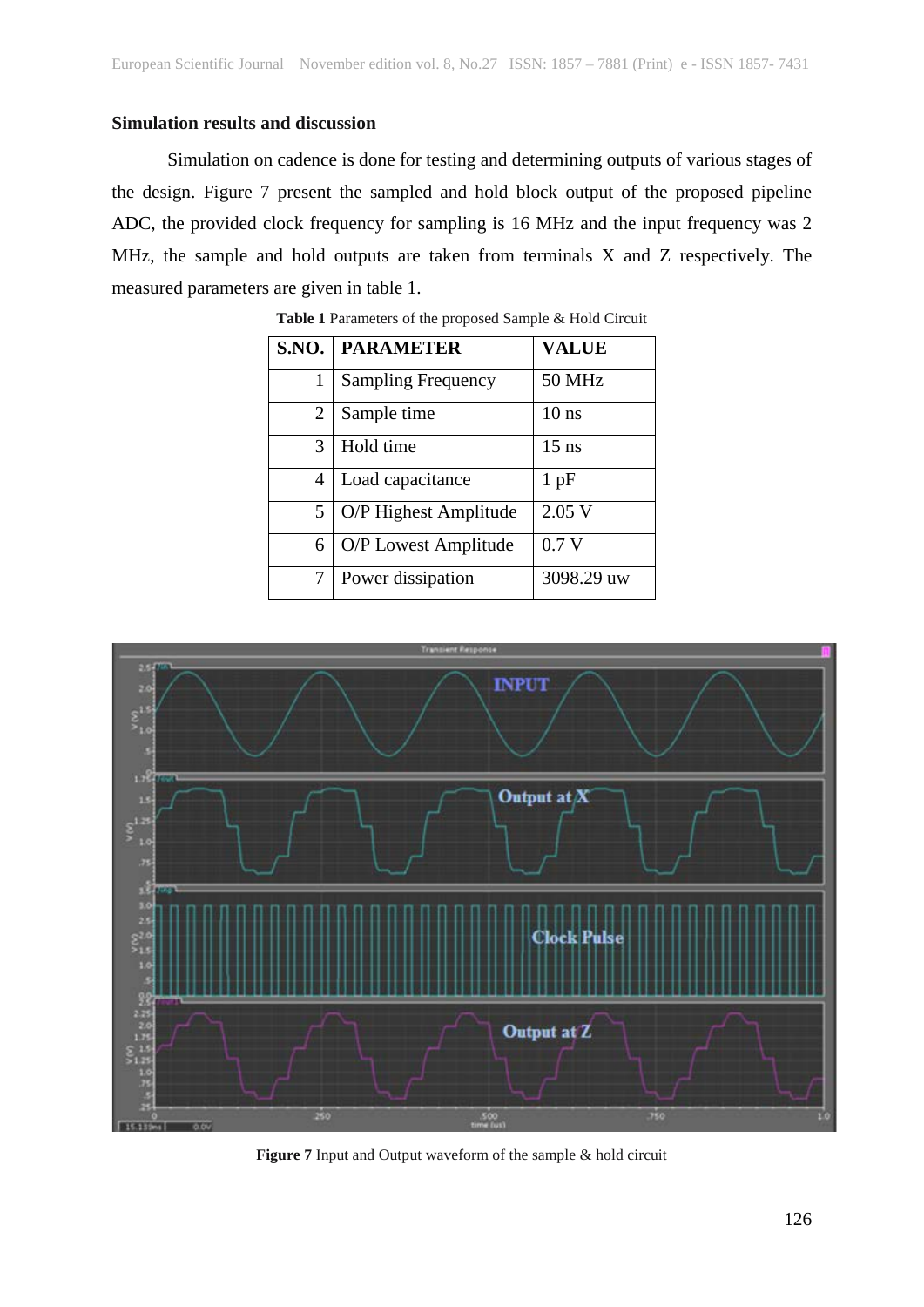## Simulation results and discussion

Simulation on cadence is done for testing and determining outputs of various stages of the design. Figure 7 present the sampled and hold block output of the proposed pipeline ADC, the provided clock frequency for sampling is 16 MHz and the input frequency was 2 MHz, the sample and hold outputs are taken from terminals X and Z respectively. The measured parameters are given in table 1.

**Table 1** Parameters of the proposed Sample & Hold Circuit

| S.NO. | PARAMETER | VALUE |
|---|---|---|
| 1 | Sampling Frequency | 50 MHz |
| 2 | Sample time | 10 ns |
| 3 | Hold time | 15 ns |
| 4 | Load capacitance | 1 pF |
| 5 | O/P Highest Amplitude | 2.05 V |
| 6 | O/P Lowest Amplitude | 0.7 V |
| 7 | Power dissipation | 3098.29 uw |

**Figure 7** Input and Output waveform of the sample & hold circuit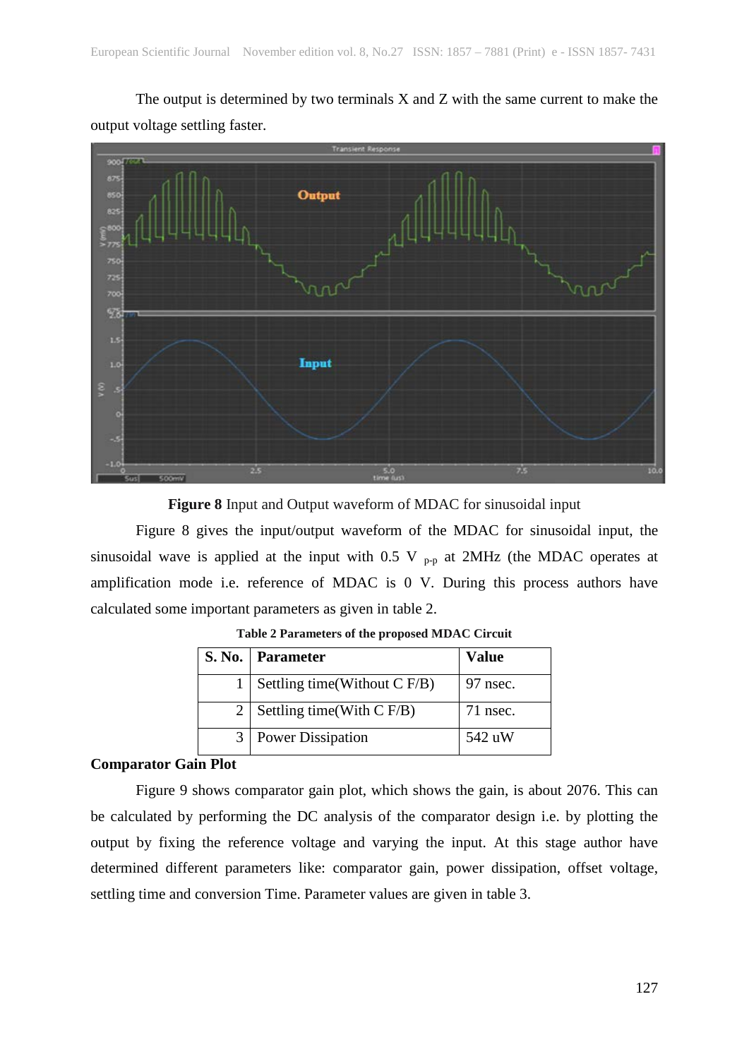The output is determined by two terminals X and Z with the same current to make the output voltage settling faster.

**Figure 8** Input and Output waveform of MDAC for sinusoidal input

Figure 8 gives the input/output waveform of the MDAC for sinusoidal input, the sinusoidal wave is applied at the input with 0.5 $V_{p\text{-}p}$ at 2MHz (the MDAC operates at amplification mode i.e. reference of MDAC is 0 V. During this process authors have calculated some important parameters as given in table 2.

**Table 2 Parameters of the proposed MDAC Circuit**

| S. No. | Parameter | Value |
|---|---|---|
| 1 | Settling time(Without C F/B) | 97 nsec. |
| 2 | Settling time(With C F/B) | 71 nsec. |
| 3 | Power Dissipation | 542 uW |

**Comparator Gain Plot**

Figure 9 shows comparator gain plot, which shows the gain, is about 2076. This can be calculated by performing the DC analysis of the comparator design i.e. by plotting the output by fixing the reference voltage and varying the input. At this stage author have determined different parameters like: comparator gain, power dissipation, offset voltage, settling time and conversion Time. Parameter values are given in table 3.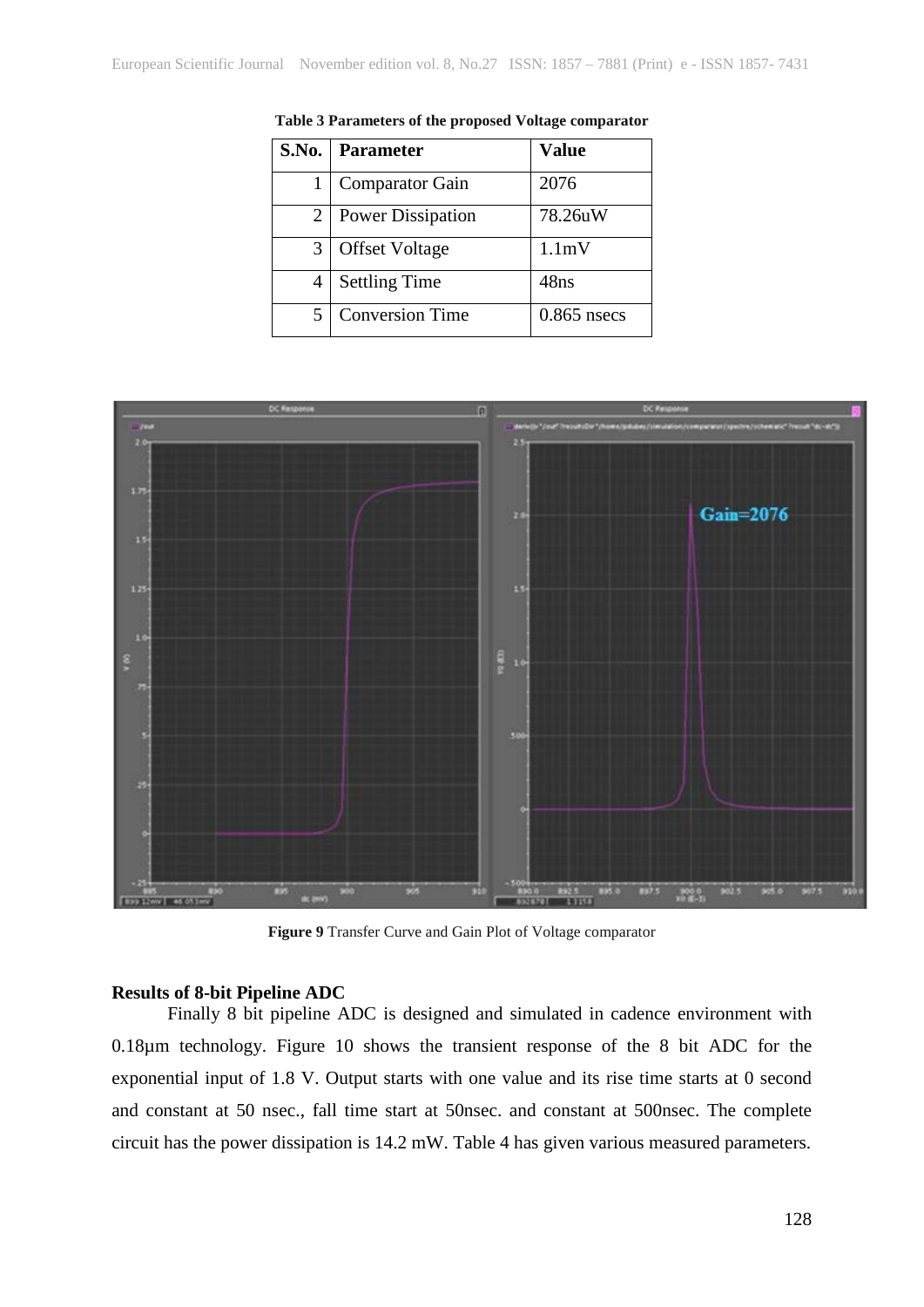**Table 3 Parameters of the proposed Voltage comparator**

| S.No. | Parameter | Value |
|---|---|---|
| 1 | Comparator Gain | 2076 |
| 2 | Power Dissipation | 78.26uW |
| 3 | Offset Voltage | 1.1mV |
| 4 | Settling Time | 48ns |
| 5 | Conversion Time | 0.865 nsecs |

**Figure 9** Transfer Curve and Gain Plot of Voltage comparator

**Results of 8-bit Pipeline ADC**

Finally 8 bit pipeline ADC is designed and simulated in cadence environment with 0.18μm technology. Figure 10 shows the transient response of the 8 bit ADC for the exponential input of 1.8 V. Output starts with one value and its rise time starts at 0 second and constant at 50 nsec., fall time start at 50nsec. and constant at 500nsec. The complete circuit has the power dissipation is 14.2 mW. Table 4 has given various measured parameters.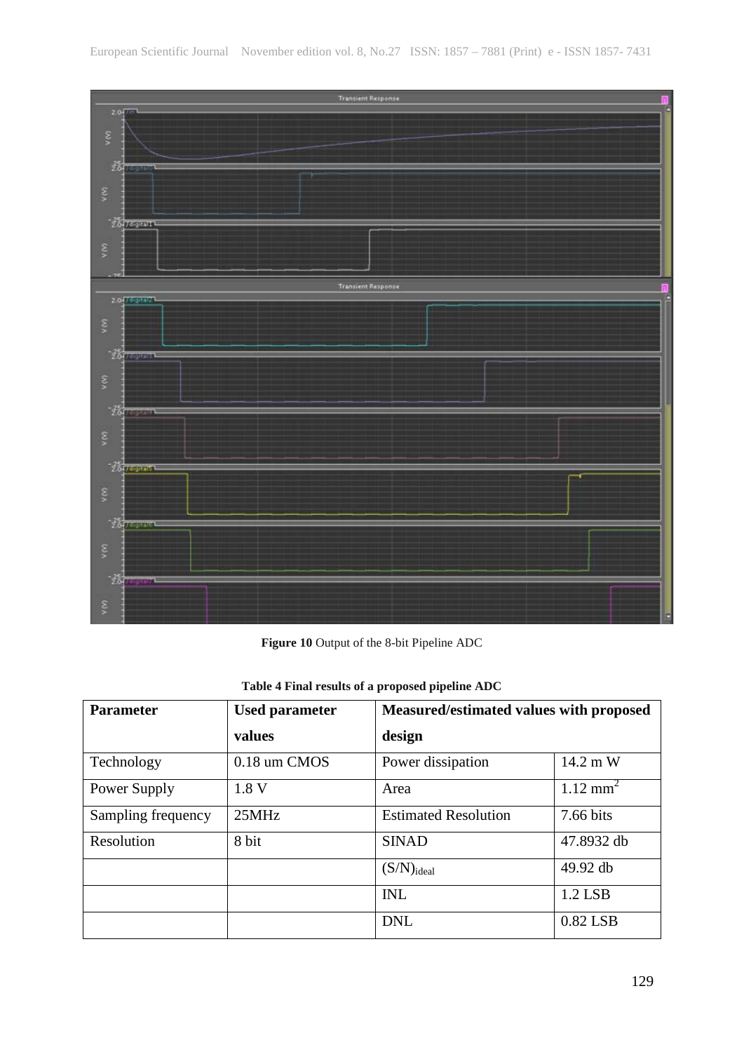**Figure 10** Output of the 8-bit Pipeline ADC

**Table 4 Final results of a proposed pipeline ADC**

| Parameter | Used parameter values | Measured/estimated values with proposed design | |
|---|---|---|---|
| Technology | 0.18 um CMOS | Power dissipation | 14.2 m W |
| Power Supply | 1.8 V | Area | 1.12 $mm^2$ |
| Sampling frequency | 25MHz | Estimated Resolution | 7.66 bits |
| Resolution | 8 bit | SINAD | 47.8932 db |
| | | $(S/N)_{ideal}$ | 49.92 db |
| | | INL | 1.2 LSB |
| | | DNL | 0.82 LSB |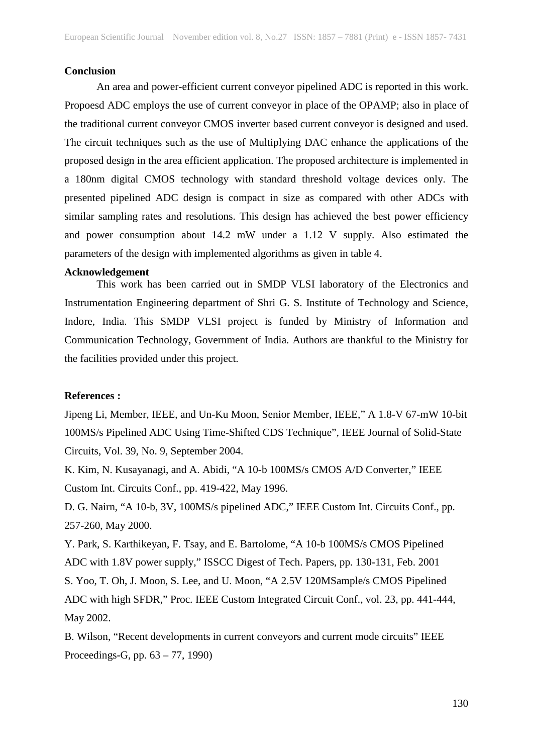**Conclusion**

An area and power-efficient current conveyor pipelined ADC is reported in this work. Propoesd ADC employs the use of current conveyor in place of the OPAMP; also in place of the traditional current conveyor CMOS inverter based current conveyor is designed and used. The circuit techniques such as the use of Multiplying DAC enhance the applications of the proposed design in the area efficient application. The proposed architecture is implemented in a 180nm digital CMOS technology with standard threshold voltage devices only. The presented pipelined ADC design is compact in size as compared with other ADCs with similar sampling rates and resolutions. This design has achieved the best power efficiency and power consumption about 14.2 mW under a 1.12 V supply. Also estimated the parameters of the design with implemented algorithms as given in table 4.

**Acknowledgement**

This work has been carried out in SMDP VLSI laboratory of the Electronics and Instrumentation Engineering department of Shri G. S. Institute of Technology and Science, Indore, India. This SMDP VLSI project is funded by Ministry of Information and Communication Technology, Government of India. Authors are thankful to the Ministry for the facilities provided under this project.

**References :**

Jipeng Li, Member, IEEE, and Un-Ku Moon, Senior Member, IEEE," A 1.8-V 67-mW 10-bit 100MS/s Pipelined ADC Using Time-Shifted CDS Technique", IEEE Journal of Solid-State Circuits, Vol. 39, No. 9, September 2004.

K. Kim, N. Kusayanagi, and A. Abidi, "A 10-b 100MS/s CMOS A/D Converter," IEEE Custom Int. Circuits Conf., pp. 419-422, May 1996.

D. G. Nairn, "A 10-b, 3V, 100MS/s pipelined ADC," IEEE Custom Int. Circuits Conf., pp. 257-260, May 2000.

Y. Park, S. Karthikeyan, F. Tsay, and E. Bartolome, "A 10-b 100MS/s CMOS Pipelined ADC with 1.8V power supply," ISSCC Digest of Tech. Papers, pp. 130-131, Feb. 2001

S. Yoo, T. Oh, J. Moon, S. Lee, and U. Moon, "A 2.5V 120MSample/s CMOS Pipelined ADC with high SFDR," Proc. IEEE Custom Integrated Circuit Conf., vol. 23, pp. 441-444, May 2002.

B. Wilson, "Recent developments in current conveyors and current mode circuits" IEEE Proceedings-G, pp. 63 – 77, 1990)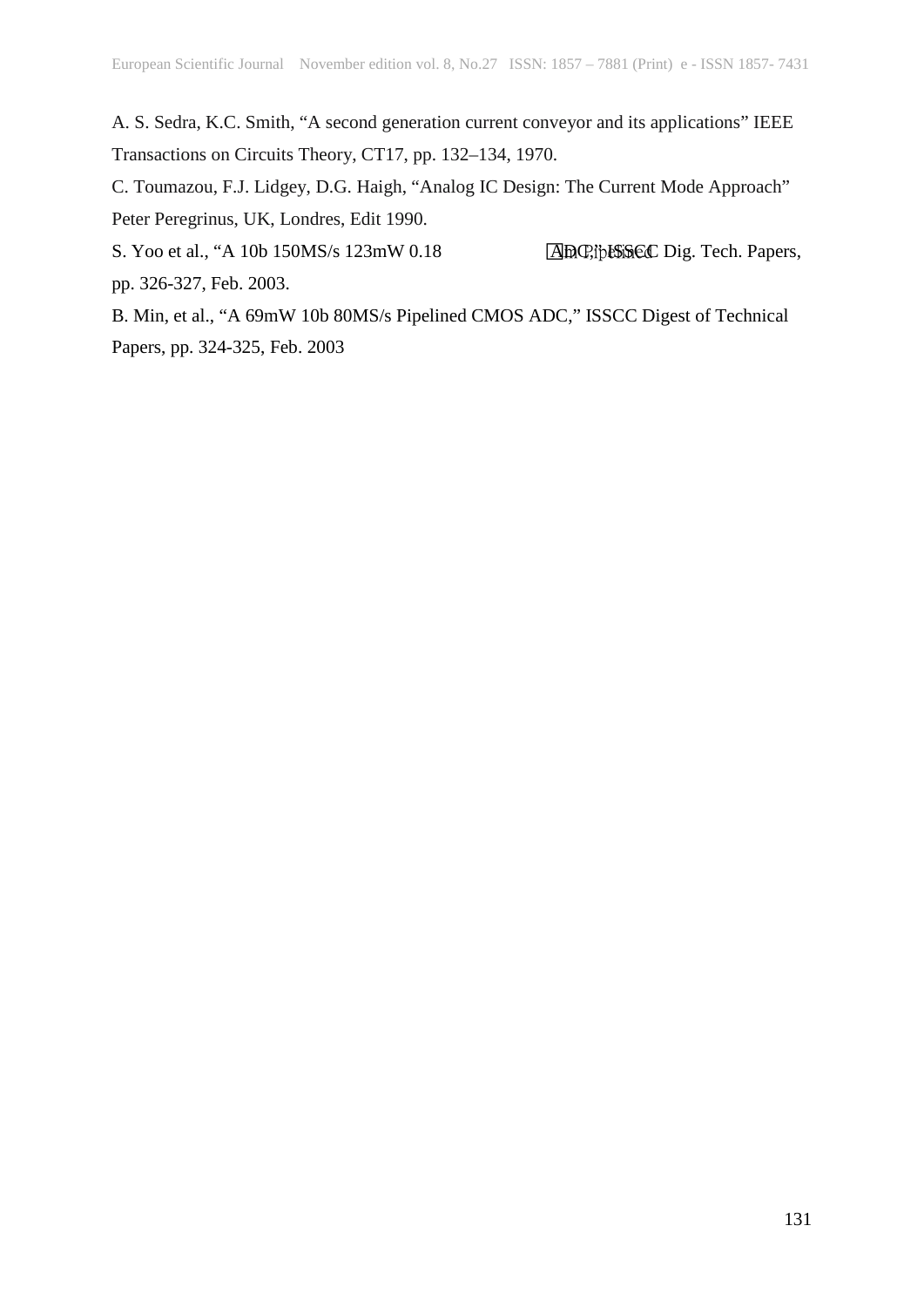A. S. Sedra, K.C. Smith, “A second generation current conveyor and its applications” IEEE Transactions on Circuits Theory, CT17, pp. 132–134, 1970.

C. Toumazou, F.J. Lidgey, D.G. Haigh, “Analog IC Design: The Current Mode Approach” Peter Peregrinus, UK, Londres, Edit 1990.

S. Yoo et al., “A 10b 150MS/s 123mW 0.18 m Pipelined ADC,” ISSCC Dig. Tech. Papers, pp. 326-327, Feb. 2003.

B. Min, et al., “A 69mW 10b 80MS/s Pipelined CMOS ADC,” ISSCC Digest of Technical Papers, pp. 324-325, Feb. 2003